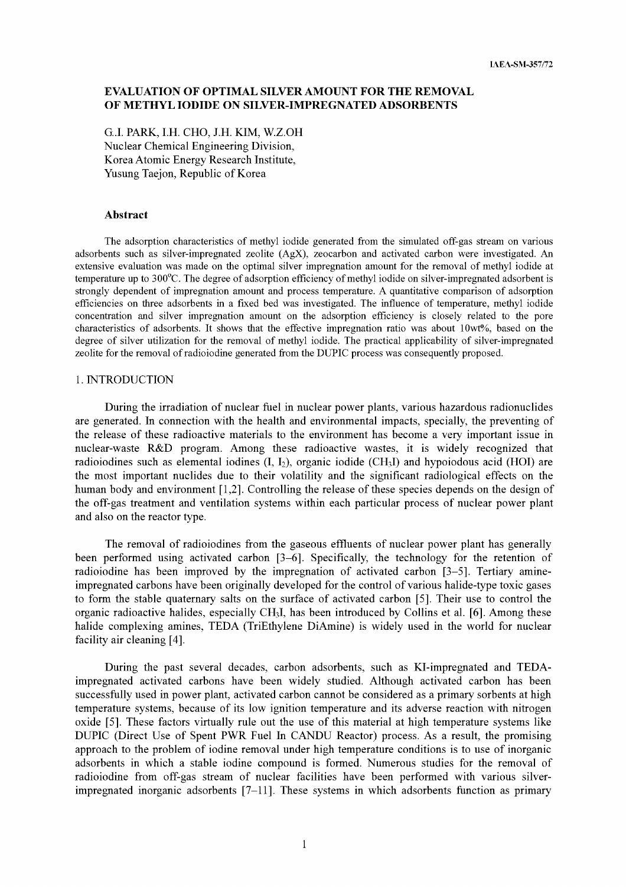# EVALUATION OF OPTIMAL SILVER AMOUNT FOR THE REMOVAL OF METHYL IODIDE ON SILVER-IMPREGNATED ADSORBENTS

G.I. PARK, I.H. CHO, J.H. KIM, W.Z.OH
Nuclear Chemical Engineering Division,
Korea Atomic Energy Research Institute,
Yusung Taejon, Republic of Korea

### Abstract

The adsorption characteristics of methyl iodide generated from the simulated off-gas stream on various adsorbents such as silver-impregnated zeolite (AgX), zeocarbon and activated carbon were investigated. An extensive evaluation was made on the optimal silver impregnation amount for the removal of methyl iodide at temperature up to 300°C. The degree of adsorption efficiency of methyl iodide on silver-impregnated adsorbent is strongly dependent of impregnation amount and process temperature. A quantitative comparison of adsorption efficiencies on three adsorbents in a fixed bed was investigated. The influence of temperature, methyl iodide concentration and silver impregnation amount on the adsorption efficiency is closely related to the pore characteristics of adsorbents. It shows that the effective impregnation ratio was about 10wt%, based on the degree of silver utilization for the removal of methyl iodide. The practical applicability of silver-impregnated zeolite for the removal of radioiodine generated from the DUPIC process was consequently proposed.

## 1. INTRODUCTION

During the irradiation of nuclear fuel in nuclear power plants, various hazardous radionuclides are generated. In connection with the health and environmental impacts, specially, the preventing of the release of these radioactive materials to the environment has become a very important issue in nuclear-waste R&D program. Among these radioactive wastes, it is widely recognized that radioiodines such as elemental iodines (I, $I_2$), organic iodide ($CH_3I$) and hypoiodous acid (HOI) are the most important nuclides due to their volatility and the significant radiological effects on the human body and environment [1,2]. Controlling the release of these species depends on the design of the off-gas treatment and ventilation systems within each particular process of nuclear power plant and also on the reactor type.

The removal of radioiodines from the gaseous effluents of nuclear power plant has generally been performed using activated carbon [3–6]. Specifically, the technology for the retention of radioiodine has been improved by the impregnation of activated carbon [3–5]. Tertiary amine-impregnated carbons have been originally developed for the control of various halide-type toxic gases to form the stable quaternary salts on the surface of activated carbon [5]. Their use to control the organic radioactive halides, especially $CH_3I$, has been introduced by Collins et al. [6]. Among these halide complexing amines, TEDA (TriEthylene DiAmine) is widely used in the world for nuclear facility air cleaning [4].

During the past several decades, carbon adsorbents, such as KI-impregnated and TEDA-impregnated activated carbons have been widely studied. Although activated carbon has been successfully used in power plant, activated carbon cannot be considered as a primary sorbents at high temperature systems, because of its low ignition temperature and its adverse reaction with nitrogen oxide [5]. These factors virtually rule out the use of this material at high temperature systems like DUPIC (Direct Use of Spent PWR Fuel In CANDU Reactor) process. As a result, the promising approach to the problem of iodine removal under high temperature conditions is to use of inorganic adsorbents in which a stable iodine compound is formed. Numerous studies for the removal of radioiodine from off-gas stream of nuclear facilities have been performed with various silver-impregnated inorganic adsorbents [7–11]. These systems in which adsorbents function as primary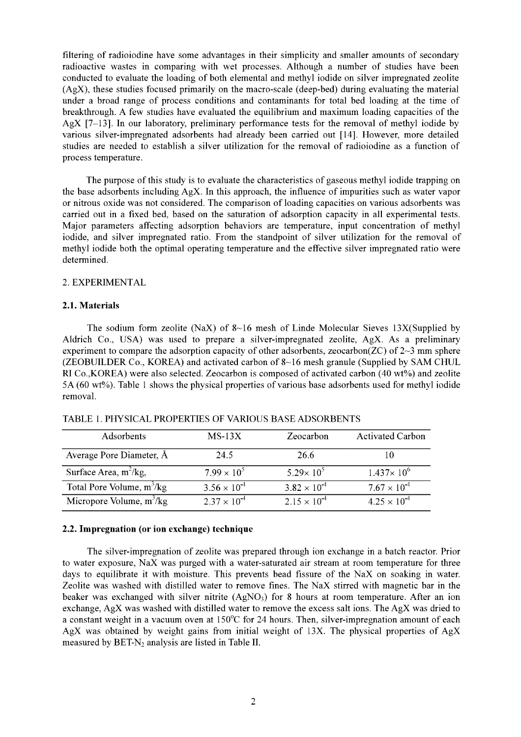filtering of radioiodine have some advantages in their simplicity and smaller amounts of secondary radioactive wastes in comparing with wet processes. Although a number of studies have been conducted to evaluate the loading of both elemental and methyl iodide on silver impregnated zeolite (AgX), these studies focused primarily on the macro-scale (deep-bed) during evaluating the material under a broad range of process conditions and contaminants for total bed loading at the time of breakthrough. A few studies have evaluated the equilibrium and maximum loading capacities of the AgX [7–13]. In our laboratory, preliminary performance tests for the removal of methyl iodide by various silver-impregnated adsorbents had already been carried out [14]. However, more detailed studies are needed to establish a silver utilization for the removal of radioiodine as a function of process temperature.

The purpose of this study is to evaluate the characteristics of gaseous methyl iodide trapping on the base adsorbents including AgX. In this approach, the influence of impurities such as water vapor or nitrous oxide was not considered. The comparison of loading capacities on various adsorbents was carried out in a fixed bed, based on the saturation of adsorption capacity in all experimental tests. Major parameters affecting adsorption behaviors are temperature, input concentration of methyl iodide, and silver impregnated ratio. From the standpoint of silver utilization for the removal of methyl iodide both the optimal operating temperature and the effective silver impregnated ratio were determined.

## 2. EXPERIMENTAL

### 2.1. Materials

The sodium form zeolite (NaX) of 8~16 mesh of Linde Molecular Sieves 13X(Supplied by Aldrich Co., USA) was used to prepare a silver-impregnated zeolite, AgX. As a preliminary experiment to compare the adsorption capacity of other adsorbents, zeocarbon(ZC) of 2~3 mm sphere (ZEOBUILDER Co., KOREA) and activated carbon of 8~16 mesh granule (Supplied by SAM CHUL RI Co.,KOREA) were also selected. Zeocarbon is composed of activated carbon (40 wt%) and zeolite 5A (60 wt%). Table 1 shows the physical properties of various base adsorbents used for methyl iodide removal.

TABLE 1. PHYSICAL PROPERTIES OF VARIOUS BASE ADSORBENTS

| Adsorbents | MS-13X | Zeocarbon | Activated Carbon |
|---|---|---|---|
| Average Pore Diameter, Å | 24.5 | 26.6 | 10 |
| Surface Area, $m^2/kg$, | $7.99 \times 10^5$ | $5.29\times 10^5$ | $1.437\times 10^6$ |
| Total Pore Volume, $m^3/kg$ | $3.56 \times 10^{-4}$ | $3.82 \times 10^{-4}$ | $7.67 \times 10^{-4}$ |
| Micropore Volume, $m^3/kg$ | $2.37 \times 10^{-4}$ | $2.15 \times 10^{-4}$ | $4.25 \times 10^{-4}$ |

### 2.2. Impregnation (or ion exchange) technique

The silver-impregnation of zeolite was prepared through ion exchange in a batch reactor. Prior to water exposure, NaX was purged with a water-saturated air stream at room temperature for three days to equilibrate it with moisture. This prevents bead fissure of the NaX on soaking in water. Zeolite was washed with distilled water to remove fines. The NaX stirred with magnetic bar in the beaker was exchanged with silver nitrite ($AgNO_3$) for 8 hours at room temperature. After an ion exchange, AgX was washed with distilled water to remove the excess salt ions. The AgX was dried to a constant weight in a vacuum oven at 150°C for 24 hours. Then, silver-impregnation amount of each AgX was obtained by weight gains from initial weight of 13X. The physical properties of AgX measured by BET-$N_2$ analysis are listed in Table II.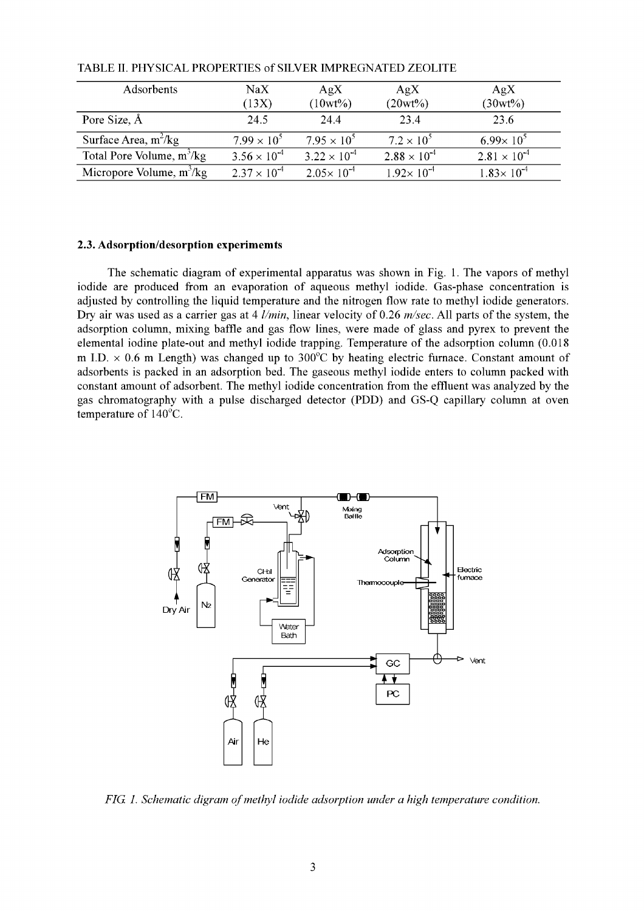TABLE II. PHYSICAL PROPERTIES of SILVER IMPREGNATED ZEOLITE

| Adsorbents | NaX (13X) | AgX (10wt%) | AgX (20wt%) | AgX (30wt%) |
|---|---|---|---|---|
| Pore Size, Å | 24.5 | 24.4 | 23.4 | 23.6 |
| Surface Area, $m^2/kg$ | $7.99 \times 10^5$ | $7.95 \times 10^5$ | $7.2 \times 10^5$ | $6.99 \times 10^5$ |
| Total Pore Volume, $m^3/kg$ | $3.56 \times 10^{-4}$ | $3.22 \times 10^{-4}$ | $2.88 \times 10^{-4}$ | $2.81 \times 10^{-4}$ |
| Micropore Volume, $m^3/kg$ | $2.37 \times 10^{-4}$ | $2.05 \times 10^{-4}$ | $1.92 \times 10^{-4}$ | $1.83 \times 10^{-4}$ |

### 2.3. Adsorption/desorption experimemts

The schematic diagram of experimental apparatus was shown in Fig. 1. The vapors of methyl iodide are produced from an evaporation of aqueous methyl iodide. Gas-phase concentration is adjusted by controlling the liquid temperature and the nitrogen flow rate to methyl iodide generators. Dry air was used as a carrier gas at 4 *l/min*, linear velocity of 0.26 *m/sec*. All parts of the system, the adsorption column, mixing baffle and gas flow lines, were made of glass and pyrex to prevent the elemental iodine plate-out and methyl iodide trapping. Temperature of the adsorption column (0.018 m I.D. × 0.6 m Length) was changed up to 300°C by heating electric furnace. Constant amount of adsorbents is packed in an adsorption bed. The gaseous methyl iodide enters to column packed with constant amount of adsorbent. The methyl iodide concentration from the effluent was analyzed by the gas chromatography with a pulse discharged detector (PDD) and GS-Q capillary column at oven temperature of 140°C.

*FIG. 1. Schematic digram of methyl iodide adsorption under a high temperature condition.*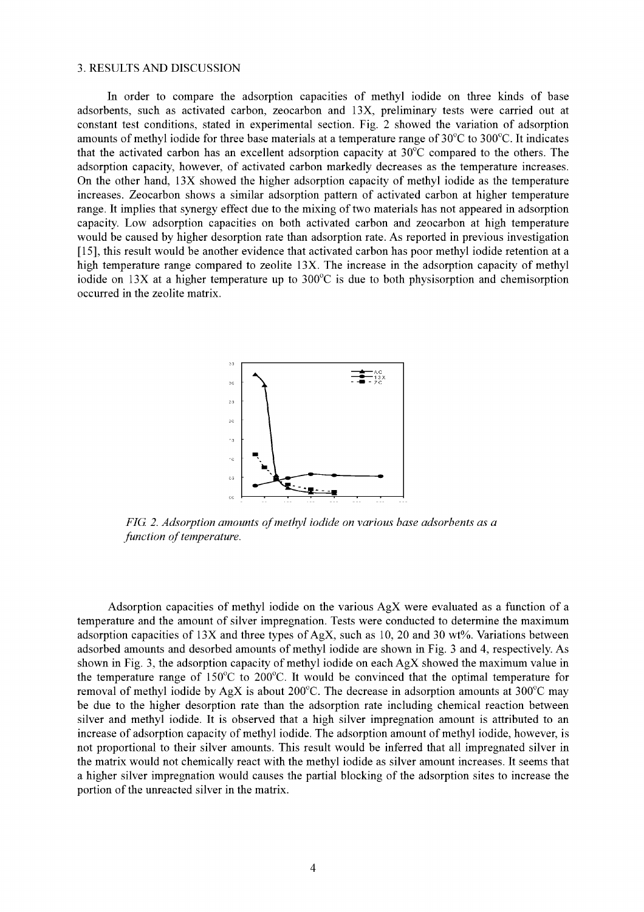3. RESULTS AND DISCUSSION

In order to compare the adsorption capacities of methyl iodide on three kinds of base adsorbents, such as activated carbon, zeocarbon and 13X, preliminary tests were carried out at constant test conditions, stated in experimental section. Fig. 2 showed the variation of adsorption amounts of methyl iodide for three base materials at a temperature range of 30°C to 300°C. It indicates that the activated carbon has an excellent adsorption capacity at 30°C compared to the others. The adsorption capacity, however, of activated carbon markedly decreases as the temperature increases. On the other hand, 13X showed the higher adsorption capacity of methyl iodide as the temperature increases. Zeocarbon shows a similar adsorption pattern of activated carbon at higher temperature range. It implies that synergy effect due to the mixing of two materials has not appeared in adsorption capacity. Low adsorption capacities on both activated carbon and zeocarbon at high temperature would be caused by higher desorption rate than adsorption rate. As reported in previous investigation [15], this result would be another evidence that activated carbon has poor methyl iodide retention at a high temperature range compared to zeolite 13X. The increase in the adsorption capacity of methyl iodide on 13X at a higher temperature up to 300°C is due to both physisorption and chemisorption occurred in the zeolite matrix.

*FIG. 2. Adsorption amounts of methyl iodide on various base adsorbents as a function of temperature.*

Adsorption capacities of methyl iodide on the various AgX were evaluated as a function of a temperature and the amount of silver impregnation. Tests were conducted to determine the maximum adsorption capacities of 13X and three types of AgX, such as 10, 20 and 30 wt%. Variations between adsorbed amounts and desorbed amounts of methyl iodide are shown in Fig. 3 and 4, respectively. As shown in Fig. 3, the adsorption capacity of methyl iodide on each AgX showed the maximum value in the temperature range of 150°C to 200°C. It would be convinced that the optimal temperature for removal of methyl iodide by AgX is about 200°C. The decrease in adsorption amounts at 300°C may be due to the higher desorption rate than the adsorption rate including chemical reaction between silver and methyl iodide. It is observed that a high silver impregnation amount is attributed to an increase of adsorption capacity of methyl iodide. The adsorption amount of methyl iodide, however, is not proportional to their silver amounts. This result would be inferred that all impregnated silver in the matrix would not chemically react with the methyl iodide as silver amount increases. It seems that a higher silver impregnation would causes the partial blocking of the adsorption sites to increase the portion of the unreacted silver in the matrix.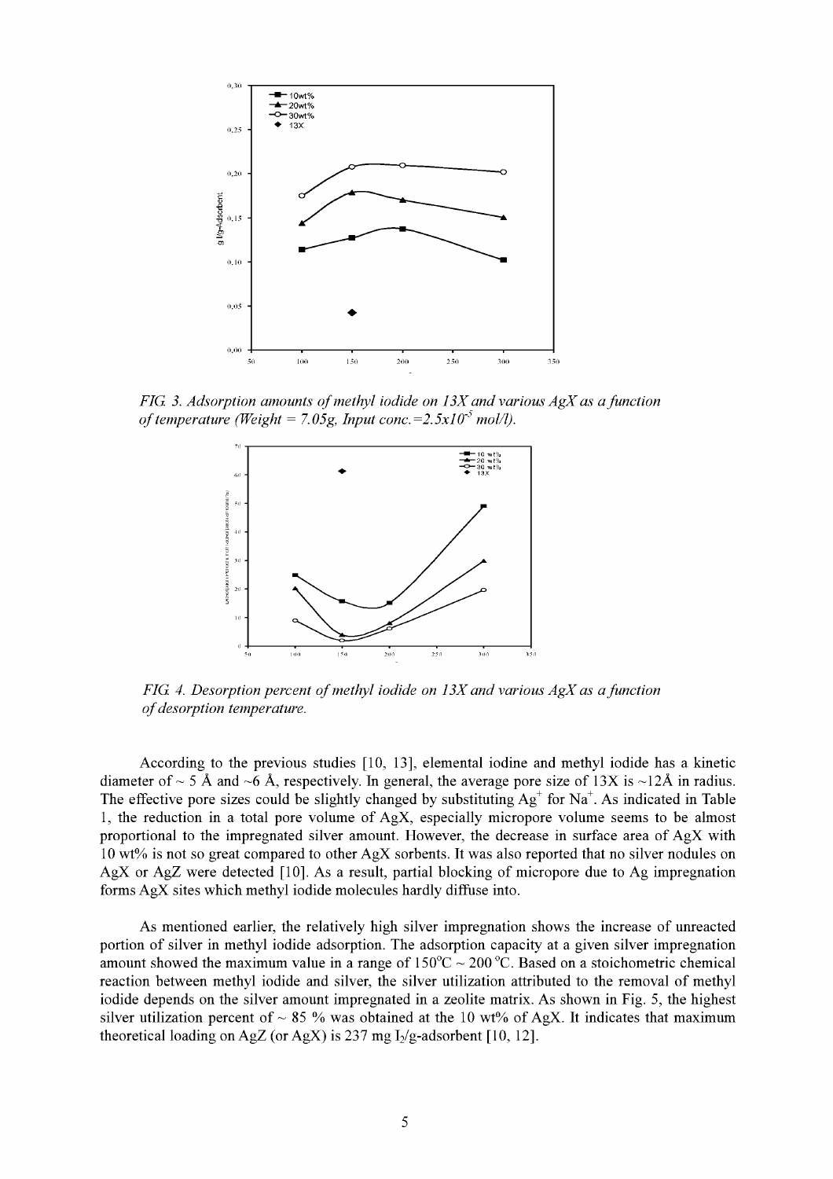FIG. 3. Adsorption amounts of methyl iodide on 13X and various AgX as a function of temperature (Weight = 7.05g, Input conc.=$2.5x10^{-5}$ mol/l).

FIG. 4. Desorption percent of methyl iodide on 13X and various AgX as a function of desorption temperature.

According to the previous studies [10, 13], elemental iodine and methyl iodide has a kinetic diameter of ~ 5 Å and ~6 Å, respectively. In general, the average pore size of 13X is ~12Å in radius. The effective pore sizes could be slightly changed by substituting $Ag^{+}$ for $Na^{+}$. As indicated in Table 1, the reduction in a total pore volume of AgX, especially micropore volume seems to be almost proportional to the impregnated silver amount. However, the decrease in surface area of AgX with 10 wt% is not so great compared to other AgX sorbents. It was also reported that no silver nodules on AgX or AgZ were detected [10]. As a result, partial blocking of micropore due to Ag impregnation forms AgX sites which methyl iodide molecules hardly diffuse into.

As mentioned earlier, the relatively high silver impregnation shows the increase of unreacted portion of silver in methyl iodide adsorption. The adsorption capacity at a given silver impregnation amount showed the maximum value in a range of 150°C ~ 200 °C. Based on a stoichometric chemical reaction between methyl iodide and silver, the silver utilization attributed to the removal of methyl iodide depends on the silver amount impregnated in a zeolite matrix. As shown in Fig. 5, the highest silver utilization percent of ~ 85 % was obtained at the 10 wt% of AgX. It indicates that maximum theoretical loading on AgZ (or AgX) is 237 mg $I_2$/g-adsorbent [10, 12].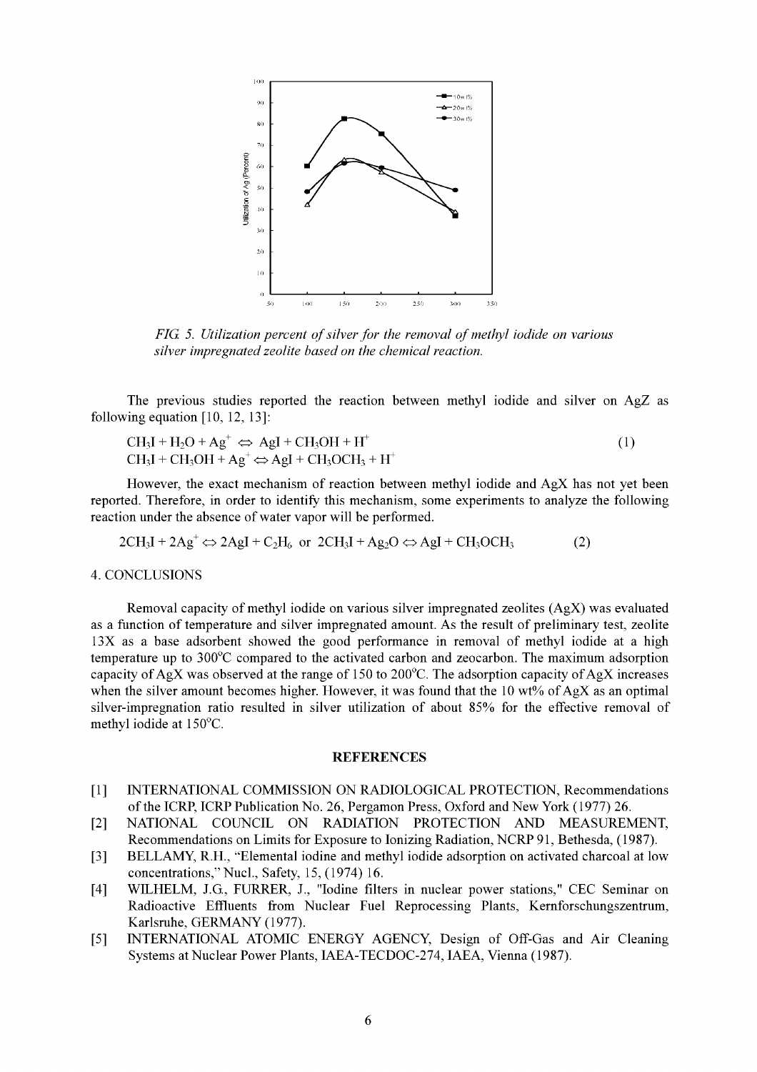*FIG. 5. Utilization percent of silver for the removal of methyl iodide on various silver impregnated zeolite based on the chemical reaction.*

The previous studies reported the reaction between methyl iodide and silver on AgZ as following equation [10, 12, 13]:

$$CH_3I + H_2O + Ag^+ \Leftrightarrow AgI + CH_3OH + H^+ \qquad (1)$$
$$CH_3I + CH_3OH + Ag^+ \Leftrightarrow AgI + CH_3OCH_3 + H^+$$

However, the exact mechanism of reaction between methyl iodide and AgX has not yet been reported. Therefore, in order to identify this mechanism, some experiments to analyze the following reaction under the absence of water vapor will be performed.

$$2CH_3I + 2Ag^+ \Leftrightarrow 2AgI + C_2H_6 \text{ or } 2CH_3I + Ag_2O \Leftrightarrow AgI + CH_3OCH_3 \qquad (2)$$

## 4. CONCLUSIONS

Removal capacity of methyl iodide on various silver impregnated zeolites (AgX) was evaluated as a function of temperature and silver impregnated amount. As the result of preliminary test, zeolite 13X as a base adsorbent showed the good performance in removal of methyl iodide at a high temperature up to 300°C compared to the activated carbon and zeocarbon. The maximum adsorption capacity of AgX was observed at the range of 150 to 200°C. The adsorption capacity of AgX increases when the silver amount becomes higher. However, it was found that the 10 wt% of AgX as an optimal silver-impregnation ratio resulted in silver utilization of about 85% for the effective removal of methyl iodide at 150°C.

## REFERENCES

[1] INTERNATIONAL COMMISSION ON RADIOLOGICAL PROTECTION, Recommendations of the ICRP, ICRP Publication No. 26, Pergamon Press, Oxford and New York (1977) 26.

[2] NATIONAL COUNCIL ON RADIATION PROTECTION AND MEASUREMENT, Recommendations on Limits for Exposure to Ionizing Radiation, NCRP 91, Bethesda, (1987).

[3] BELLAMY, R.H., "Elemental iodine and methyl iodide adsorption on activated charcoal at low concentrations," Nucl., Safety, 15, (1974) 16.

[4] WILHELM, J.G., FURRER, J., "Iodine filters in nuclear power stations," CEC Seminar on Radioactive Effluents from Nuclear Fuel Reprocessing Plants, Kernforschungszentrum, Karlsruhe, GERMANY (1977).

[5] INTERNATIONAL ATOMIC ENERGY AGENCY, Design of Off-Gas and Air Cleaning Systems at Nuclear Power Plants, IAEA-TECDOC-274, IAEA, Vienna (1987).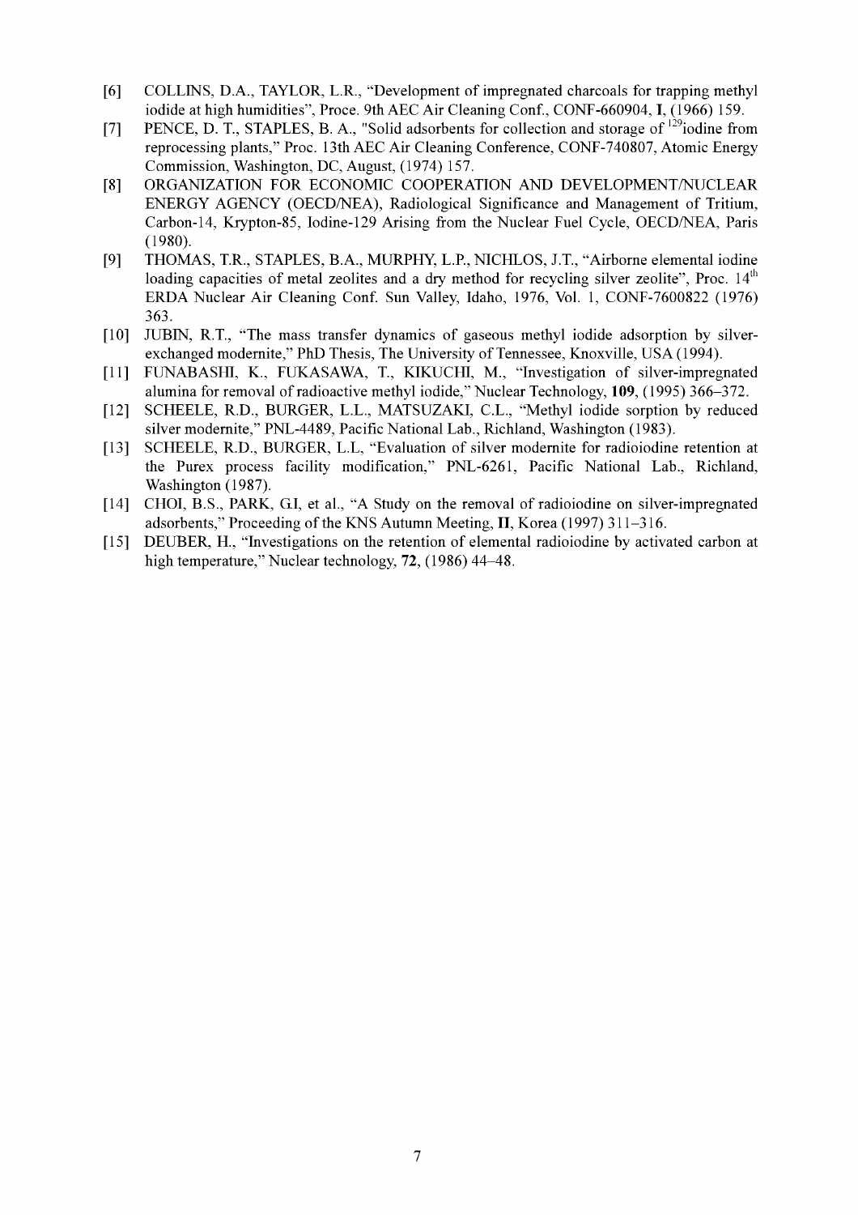[6] COLLINS, D.A., TAYLOR, L.R., "Development of impregnated charcoals for trapping methyl iodide at high humidities", Proce. 9th AEC Air Cleaning Conf., CONF-660904, **I**, (1966) 159.

[7] PENCE, D. T., STAPLES, B. A., "Solid adsorbents for collection and storage of $^{129}$iodine from reprocessing plants," Proc. 13th AEC Air Cleaning Conference, CONF-740807, Atomic Energy Commission, Washington, DC, August, (1974) 157.

[8] ORGANIZATION FOR ECONOMIC COOPERATION AND DEVELOPMENT/NUCLEAR ENERGY AGENCY (OECD/NEA), Radiological Significance and Management of Tritium, Carbon-14, Krypton-85, Iodine-129 Arising from the Nuclear Fuel Cycle, OECD/NEA, Paris (1980).

[9] THOMAS, T.R., STAPLES, B.A., MURPHY, L.P., NICHLOS, J.T., "Airborne elemental iodine loading capacities of metal zeolites and a dry method for recycling silver zeolite", Proc. 14$^{th}$ ERDA Nuclear Air Cleaning Conf. Sun Valley, Idaho, 1976, Vol. 1, CONF-7600822 (1976) 363.

[10] JUBIN, R.T., "The mass transfer dynamics of gaseous methyl iodide adsorption by silver-exchanged modernite," PhD Thesis, The University of Tennessee, Knoxville, USA (1994).

[11] FUNABASHI, K., FUKASAWA, T., KIKUCHI, M., "Investigation of silver-impregnated alumina for removal of radioactive methyl iodide," Nuclear Technology, **109**, (1995) 366–372.

[12] SCHEELE, R.D., BURGER, L.L., MATSUZAKI, C.L., "Methyl iodide sorption by reduced silver modernite," PNL-4489, Pacific National Lab., Richland, Washington (1983).

[13] SCHEELE, R.D., BURGER, L.L, "Evaluation of silver modernite for radioiodine retention at the Purex process facility modification," PNL-6261, Pacific National Lab., Richland, Washington (1987).

[14] CHOI, B.S., PARK, G.I, et al., "A Study on the removal of radioiodine on silver-impregnated adsorbents," Proceeding of the KNS Autumn Meeting, **II**, Korea (1997) 311–316.

[15] DEUBER, H., "Investigations on the retention of elemental radioiodine by activated carbon at high temperature," Nuclear technology, **72**, (1986) 44–48.